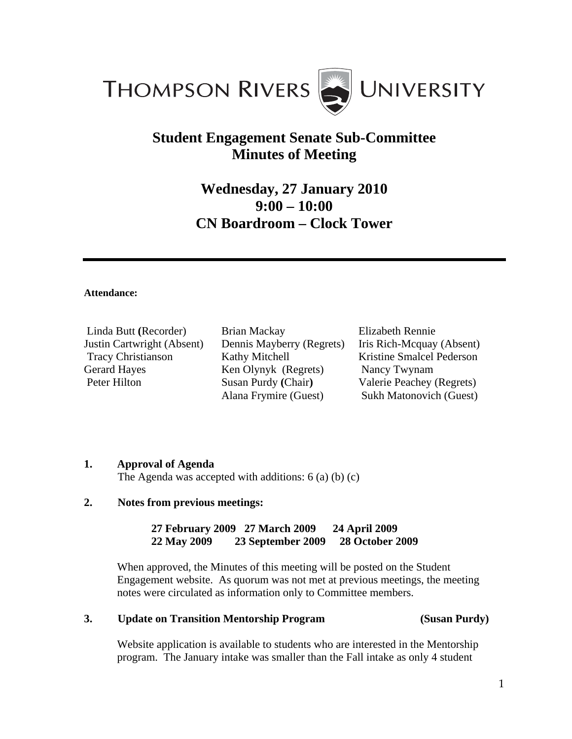THOMPSON RIVERS UNIVERSITY

# Student Engagement Senate Sub-Committee
# Minutes of Meeting

## Wednesday, 27 January 2010
## 9:00 – 10:00
## CN Boardroom – Clock Tower

---

**Attendance:**

| | | |
|---|---|---|
| Linda Butt **(**Recorder) | Brian Mackay | Elizabeth Rennie |
| Justin Cartwright (Absent) | Dennis Mayberry (Regrets) | Iris Rich-Mcquay (Absent) |
| Tracy Christianson | Kathy Mitchell | Kristine Smalcel Pederson |
| Gerard Hayes | Ken Olynyk (Regrets) | Nancy Twynam |
| Peter Hilton | Susan Purdy **(**Chair**)** | Valerie Peachey (Regrets) |
| | Alana Frymire (Guest) | Sukh Matonovich (Guest) |

**1. Approval of Agenda**

The Agenda was accepted with additions: 6 (a) (b) (c)

**2. Notes from previous meetings:**

**27 February 2009 27 March 2009 24 April 2009**
**22 May 2009 23 September 2009 28 October 2009**

When approved, the Minutes of this meeting will be posted on the Student Engagement website. As quorum was not met at previous meetings, the meeting notes were circulated as information only to Committee members.

**3. Update on Transition Mentorship Program (Susan Purdy)**

Website application is available to students who are interested in the Mentorship program. The January intake was smaller than the Fall intake as only 4 student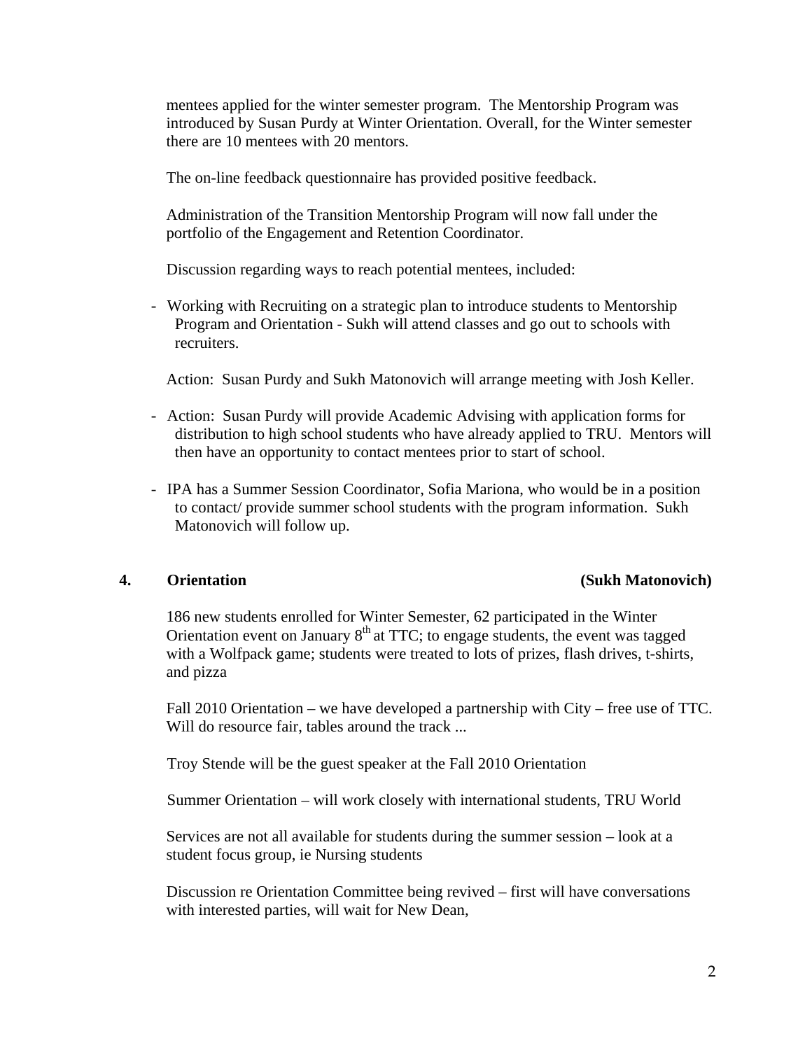mentees applied for the winter semester program. The Mentorship Program was introduced by Susan Purdy at Winter Orientation. Overall, for the Winter semester there are 10 mentees with 20 mentors.

The on-line feedback questionnaire has provided positive feedback.

Administration of the Transition Mentorship Program will now fall under the portfolio of the Engagement and Retention Coordinator.

Discussion regarding ways to reach potential mentees, included:

- Working with Recruiting on a strategic plan to introduce students to Mentorship Program and Orientation - Sukh will attend classes and go out to schools with recruiters.

  Action: Susan Purdy and Sukh Matonovich will arrange meeting with Josh Keller.

- Action: Susan Purdy will provide Academic Advising with application forms for distribution to high school students who have already applied to TRU. Mentors will then have an opportunity to contact mentees prior to start of school.

- IPA has a Summer Session Coordinator, Sofia Mariona, who would be in a position to contact/ provide summer school students with the program information. Sukh Matonovich will follow up.

## 4. Orientation (Sukh Matonovich)

186 new students enrolled for Winter Semester, 62 participated in the Winter Orientation event on January 8th at TTC; to engage students, the event was tagged with a Wolfpack game; students were treated to lots of prizes, flash drives, t-shirts, and pizza

Fall 2010 Orientation – we have developed a partnership with City – free use of TTC. Will do resource fair, tables around the track ...

Troy Stende will be the guest speaker at the Fall 2010 Orientation

Summer Orientation – will work closely with international students, TRU World

Services are not all available for students during the summer session – look at a student focus group, ie Nursing students

Discussion re Orientation Committee being revived – first will have conversations with interested parties, will wait for New Dean,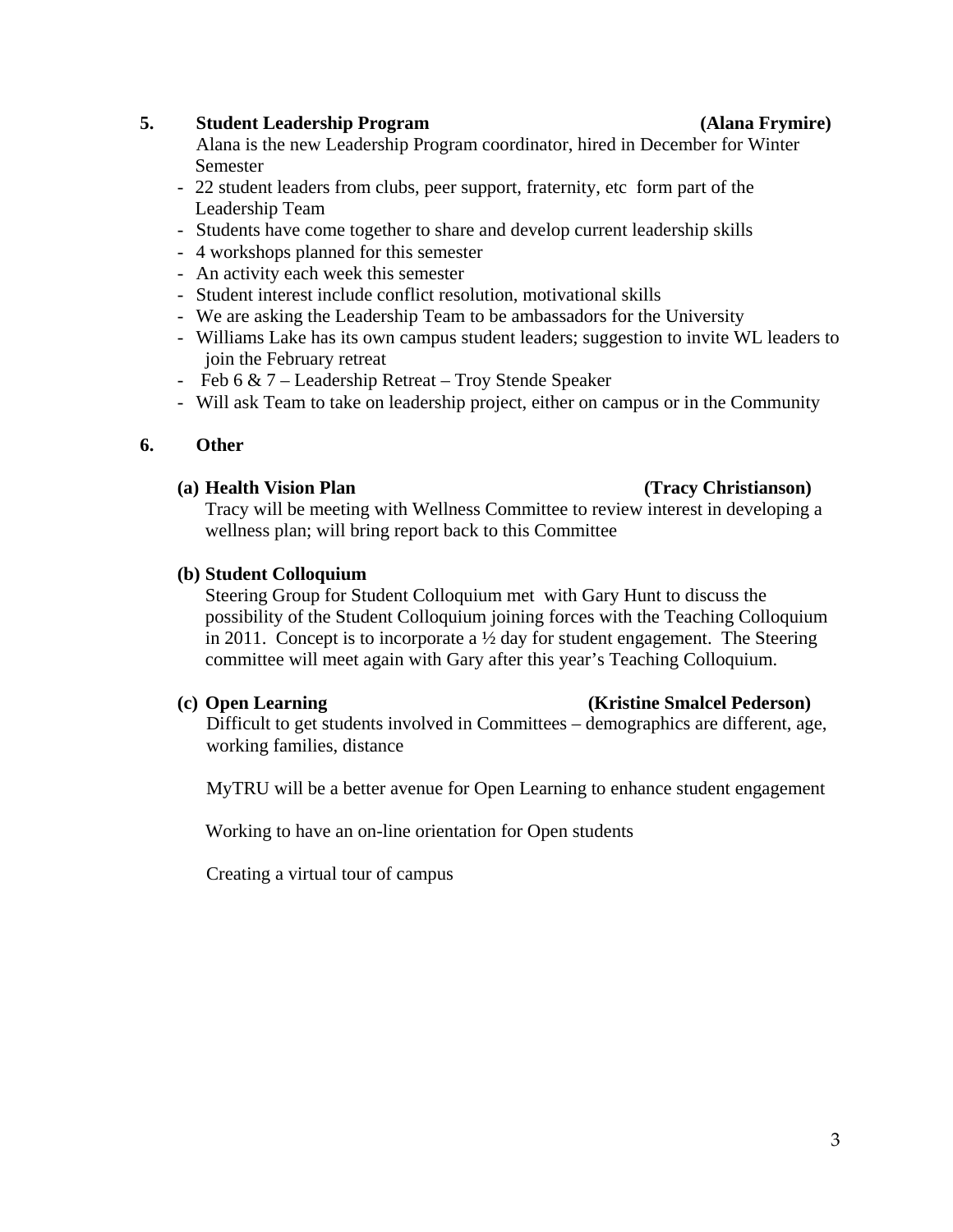**5. Student Leadership Program (Alana Frymire)**

Alana is the new Leadership Program coordinator, hired in December for Winter Semester

- 22 student leaders from clubs, peer support, fraternity, etc form part of the Leadership Team
- Students have come together to share and develop current leadership skills
- 4 workshops planned for this semester
- An activity each week this semester
- Student interest include conflict resolution, motivational skills
- We are asking the Leadership Team to be ambassadors for the University
- Williams Lake has its own campus student leaders; suggestion to invite WL leaders to join the February retreat
- Feb 6 & 7 – Leadership Retreat – Troy Stende Speaker
- Will ask Team to take on leadership project, either on campus or in the Community

**6. Other**

**(a) Health Vision Plan (Tracy Christianson)**

Tracy will be meeting with Wellness Committee to review interest in developing a wellness plan; will bring report back to this Committee

**(b) Student Colloquium**

Steering Group for Student Colloquium met with Gary Hunt to discuss the possibility of the Student Colloquium joining forces with the Teaching Colloquium in 2011. Concept is to incorporate a ½ day for student engagement. The Steering committee will meet again with Gary after this year's Teaching Colloquium.

**(c) Open Learning (Kristine Smalcel Pederson)**

Difficult to get students involved in Committees – demographics are different, age, working families, distance

MyTRU will be a better avenue for Open Learning to enhance student engagement

Working to have an on-line orientation for Open students

Creating a virtual tour of campus